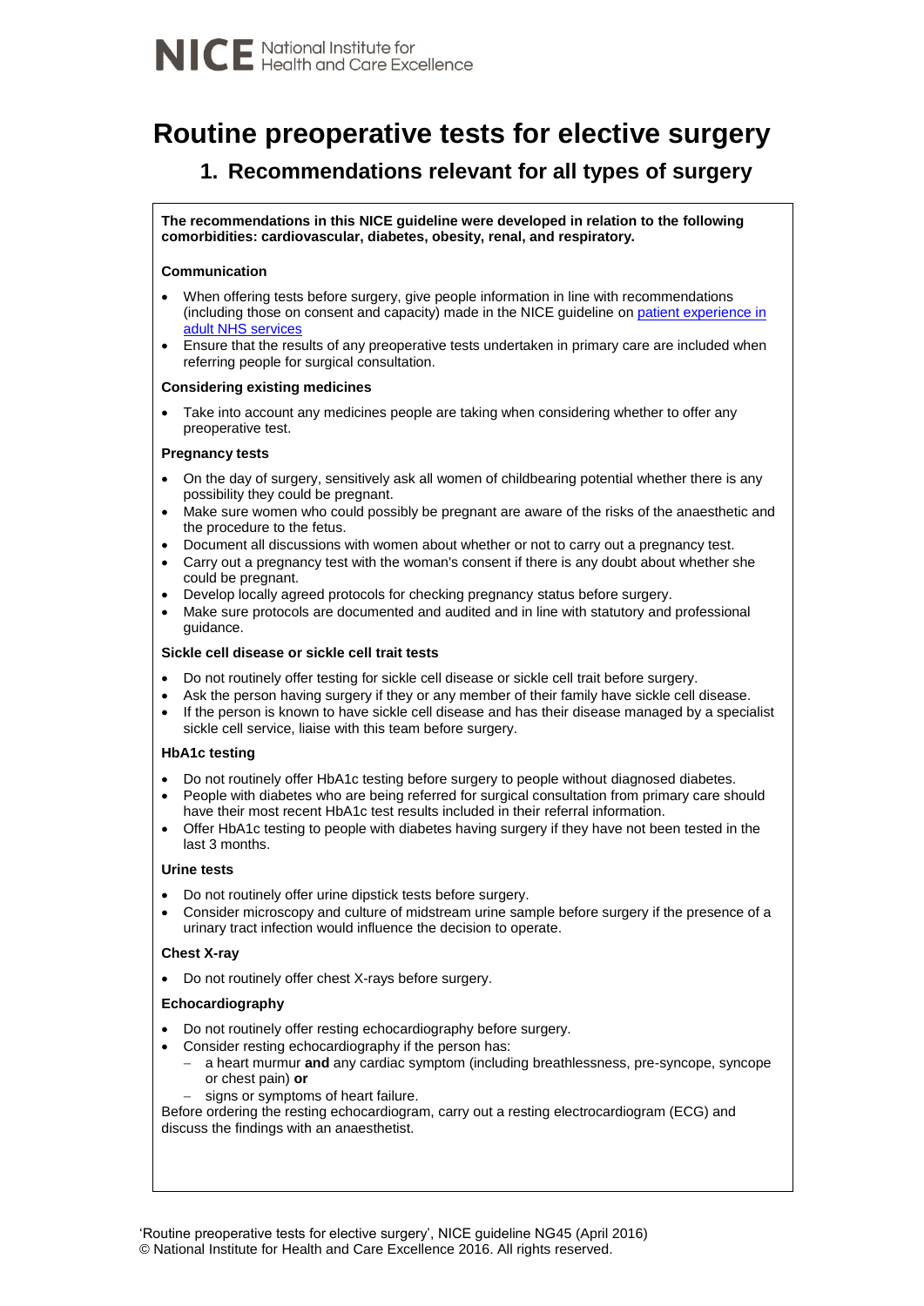NICE National Institute for Health and Care Excellence

# Routine preoperative tests for elective surgery

## 1. Recommendations relevant for all types of surgery

**The recommendations in this NICE guideline were developed in relation to the following comorbidities: cardiovascular, diabetes, obesity, renal, and respiratory.**

**Communication**

- When offering tests before surgery, give people information in line with recommendations (including those on consent and capacity) made in the NICE guideline on [patient experience in adult NHS services](#)
- Ensure that the results of any preoperative tests undertaken in primary care are included when referring people for surgical consultation.

**Considering existing medicines**

- Take into account any medicines people are taking when considering whether to offer any preoperative test.

**Pregnancy tests**

- On the day of surgery, sensitively ask all women of childbearing potential whether there is any possibility they could be pregnant.
- Make sure women who could possibly be pregnant are aware of the risks of the anaesthetic and the procedure to the fetus.
- Document all discussions with women about whether or not to carry out a pregnancy test.
- Carry out a pregnancy test with the woman's consent if there is any doubt about whether she could be pregnant.
- Develop locally agreed protocols for checking pregnancy status before surgery.
- Make sure protocols are documented and audited and in line with statutory and professional guidance.

**Sickle cell disease or sickle cell trait tests**

- Do not routinely offer testing for sickle cell disease or sickle cell trait before surgery.
- Ask the person having surgery if they or any member of their family have sickle cell disease.
- If the person is known to have sickle cell disease and has their disease managed by a specialist sickle cell service, liaise with this team before surgery.

**HbA1c testing**

- Do not routinely offer HbA1c testing before surgery to people without diagnosed diabetes.
- People with diabetes who are being referred for surgical consultation from primary care should have their most recent HbA1c test results included in their referral information.
- Offer HbA1c testing to people with diabetes having surgery if they have not been tested in the last 3 months.

**Urine tests**

- Do not routinely offer urine dipstick tests before surgery.
- Consider microscopy and culture of midstream urine sample before surgery if the presence of a urinary tract infection would influence the decision to operate.

**Chest X-ray**

- Do not routinely offer chest X-rays before surgery.

**Echocardiography**

- Do not routinely offer resting echocardiography before surgery.
- Consider resting echocardiography if the person has:
  - a heart murmur **and** any cardiac symptom (including breathlessness, pre-syncope, syncope or chest pain) **or**
  - signs or symptoms of heart failure.

Before ordering the resting echocardiogram, carry out a resting electrocardiogram (ECG) and discuss the findings with an anaesthetist.

'Routine preoperative tests for elective surgery', NICE guideline NG45 (April 2016)
© National Institute for Health and Care Excellence 2016. All rights reserved.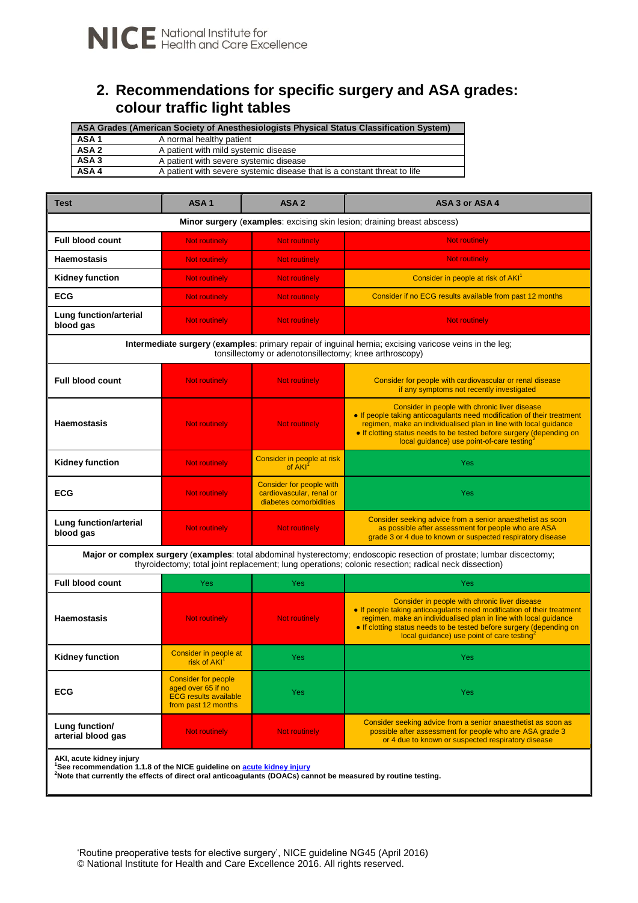## 2. Recommendations for specific surgery and ASA grades: colour traffic light tables

| ASA Grades (American Society of Anesthesiologists Physical Status Classification System) | |
|---|---|
| ASA 1 | A normal healthy patient |
| ASA 2 | A patient with mild systemic disease |
| ASA 3 | A patient with severe systemic disease |
| ASA 4 | A patient with severe systemic disease that is a constant threat to life |

| Test | ASA 1 | ASA 2 | ASA 3 or ASA 4 |
|---|---|---|---|
| **Minor surgery** (**examples**: excising skin lesion; draining breast abscess) | | | |
| **Full blood count** | Not routinely | Not routinely | Not routinely |
| **Haemostasis** | Not routinely | Not routinely | Not routinely |
| **Kidney function** | Not routinely | Not routinely | Consider in people at risk of AKI[1] |
| **ECG** | Not routinely | Not routinely | Consider if no ECG results available from past 12 months |
| **Lung function/arterial blood gas** | Not routinely | Not routinely | Not routinely |
| **Intermediate surgery** (**examples**: primary repair of inguinal hernia; excising varicose veins in the leg; tonsillectomy or adenotonsillectomy; knee arthroscopy) | | | |
| **Full blood count** | Not routinely | Not routinely | Consider for people with cardiovascular or renal disease if any symptoms not recently investigated |
| **Haemostasis** | Not routinely | Not routinely | Consider in people with chronic liver disease<br>• If people taking anticoagulants need modification of their treatment regimen, make an individualised plan in line with local guidance<br>• If clotting status needs to be tested before surgery (depending on local guidance) use point-of-care testing[2] |
| **Kidney function** | Not routinely | Consider in people at risk of AKI[1] | Yes |
| **ECG** | Not routinely | Consider for people with cardiovascular, renal or diabetes comorbidities | Yes |
| **Lung function/arterial blood gas** | Not routinely | Not routinely | Consider seeking advice from a senior anaesthetist as soon as possible after assessment for people who are ASA grade 3 or 4 due to known or suspected respiratory disease |
| **Major or complex surgery** (**examples**: total abdominal hysterectomy; endoscopic resection of prostate; lumbar discectomy; thyroidectomy; total joint replacement; lung operations; colonic resection; radical neck dissection) | | | |
| **Full blood count** | Yes | Yes | Yes |
| **Haemostasis** | Not routinely | Not routinely | Consider in people with chronic liver disease<br>• If people taking anticoagulants need modification of their treatment regimen, make an individualised plan in line with local guidance<br>• If clotting status needs to be tested before surgery (depending on local guidance) use point of care testing[2] |
| **Kidney function** | Consider in people at risk of AKI[1] | Yes | Yes |
| **ECG** | Consider for people aged over 65 if no ECG results available from past 12 months | Yes | Yes |
| **Lung function/ arterial blood gas** | Not routinely | Not routinely | Consider seeking advice from a senior anaesthetist as soon as possible after assessment for people who are ASA grade 3 or 4 due to known or suspected respiratory disease |

**AKI, acute kidney injury**
[1]**See recommendation 1.1.8 of the NICE guideline on acute kidney injury**
[2]**Note that currently the effects of direct oral anticoagulants (DOACs) cannot be measured by routine testing.**

'Routine preoperative tests for elective surgery', NICE guideline NG45 (April 2016)
© National Institute for Health and Care Excellence 2016. All rights reserved.